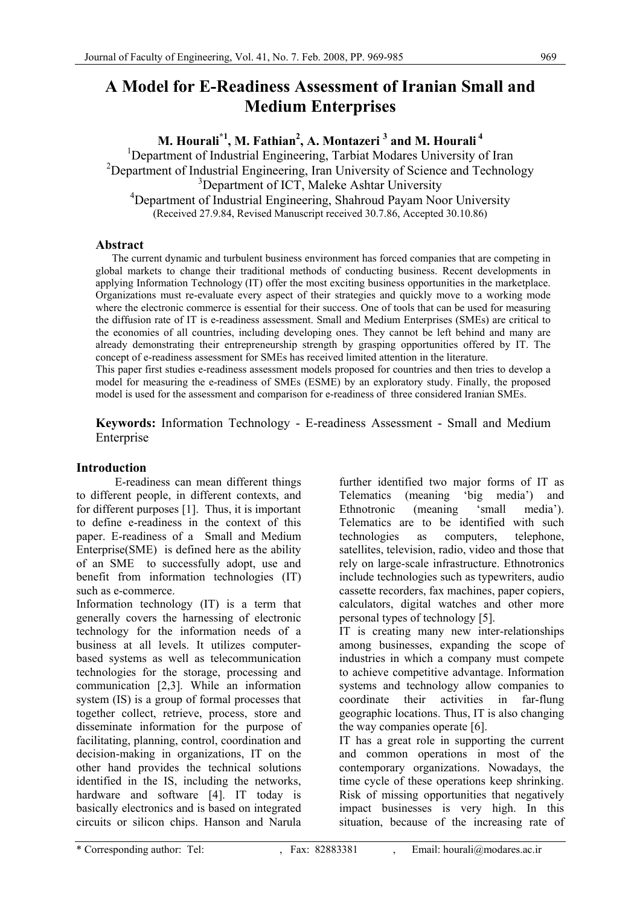# A Model for E-Readiness Assessment of Iranian Small and Medium Enterprises

**M. Hourali*[1], M. Fathian[2], A. Montazeri[3] and M. Hourali[4]**

[1]Department of Industrial Engineering, Tarbiat Modares University of Iran
[2]Department of Industrial Engineering, Iran University of Science and Technology
[3]Department of ICT, Maleke Ashtar University
[4]Department of Industrial Engineering, Shahroud Payam Noor University
(Received 27.9.84, Revised Manuscript received 30.7.86, Accepted 30.10.86)

## Abstract

The current dynamic and turbulent business environment has forced companies that are competing in global markets to change their traditional methods of conducting business. Recent developments in applying Information Technology (IT) offer the most exciting business opportunities in the marketplace. Organizations must re-evaluate every aspect of their strategies and quickly move to a working mode where the electronic commerce is essential for their success. One of tools that can be used for measuring the diffusion rate of IT is e-readiness assessment. Small and Medium Enterprises (SMEs) are critical to the economies of all countries, including developing ones. They cannot be left behind and many are already demonstrating their entrepreneurship strength by grasping opportunities offered by IT. The concept of e-readiness assessment for SMEs has received limited attention in the literature.

This paper first studies e-readiness assessment models proposed for countries and then tries to develop a model for measuring the e-readiness of SMEs (ESME) by an exploratory study. Finally, the proposed model is used for the assessment and comparison for e-readiness of three considered Iranian SMEs.

**Keywords:** Information Technology - E-readiness Assessment - Small and Medium Enterprise

## Introduction

E-readiness can mean different things to different people, in different contexts, and for different purposes [1]. Thus, it is important to define e-readiness in the context of this paper. E-readiness of a Small and Medium Enterprise(SME) is defined here as the ability of an SME to successfully adopt, use and benefit from information technologies (IT) such as e-commerce.

Information technology (IT) is a term that generally covers the harnessing of electronic technology for the information needs of a business at all levels. It utilizes computer-based systems as well as telecommunication technologies for the storage, processing and communication [2,3]. While an information system (IS) is a group of formal processes that together collect, retrieve, process, store and disseminate information for the purpose of facilitating, planning, control, coordination and decision-making in organizations, IT on the other hand provides the technical solutions identified in the IS, including the networks, hardware and software [4]. IT today is basically electronics and is based on integrated circuits or silicon chips. Hanson and Narula further identified two major forms of IT as Telematics (meaning 'big media') and Ethnotronic (meaning 'small media'). Telematics are to be identified with such technologies as computers, telephone, satellites, television, radio, video and those that rely on large-scale infrastructure. Ethnotronics include technologies such as typewriters, audio cassette recorders, fax machines, paper copiers, calculators, digital watches and other more personal types of technology [5].

IT is creating many new inter-relationships among businesses, expanding the scope of industries in which a company must compete to achieve competitive advantage. Information systems and technology allow companies to coordinate their activities in far-flung geographic locations. Thus, IT is also changing the way companies operate [6].

IT has a great role in supporting the current and common operations in most of the contemporary organizations. Nowadays, the time cycle of these operations keep shrinking. Risk of missing opportunities that negatively impact businesses is very high. In this situation, because of the increasing rate of

* Corresponding author: Tel: , Fax: 82883381 , Email: hourali@modares.ac.ir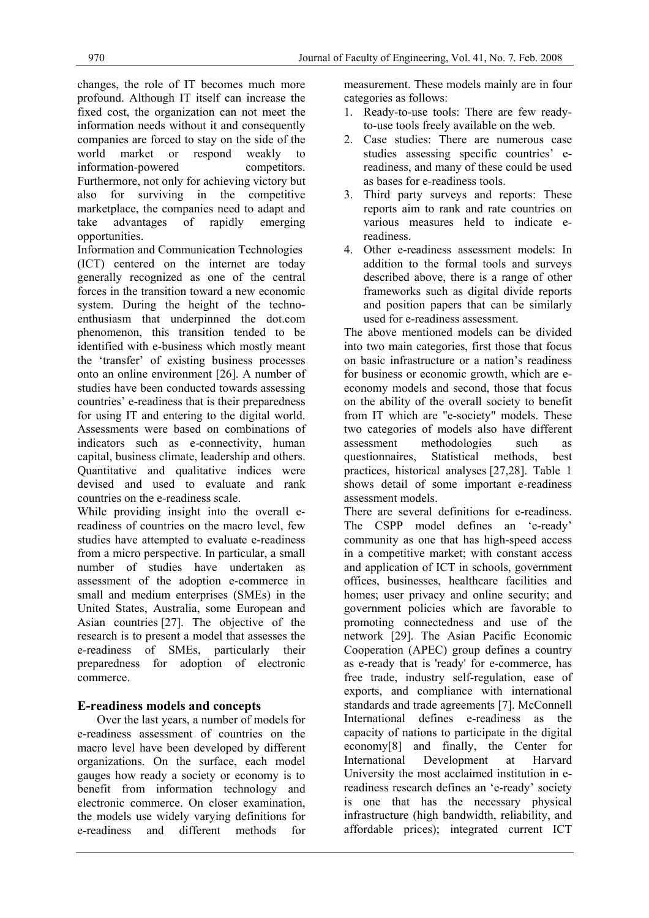changes, the role of IT becomes much more profound. Although IT itself can increase the fixed cost, the organization can not meet the information needs without it and consequently companies are forced to stay on the side of the world market or respond weakly to information-powered competitors. Furthermore, not only for achieving victory but also for surviving in the competitive marketplace, the companies need to adapt and take advantages of rapidly emerging opportunities.

Information and Communication Technologies (ICT) centered on the internet are today generally recognized as one of the central forces in the transition toward a new economic system. During the height of the techno-enthusiasm that underpinned the dot.com phenomenon, this transition tended to be identified with e-business which mostly meant the 'transfer' of existing business processes onto an online environment [26]. A number of studies have been conducted towards assessing countries' e-readiness that is their preparedness for using IT and entering to the digital world. Assessments were based on combinations of indicators such as e-connectivity, human capital, business climate, leadership and others. Quantitative and qualitative indices were devised and used to evaluate and rank countries on the e-readiness scale.

While providing insight into the overall e-readiness of countries on the macro level, few studies have attempted to evaluate e-readiness from a micro perspective. In particular, a small number of studies have undertaken as assessment of the adoption e-commerce in small and medium enterprises (SMEs) in the United States, Australia, some European and Asian countries [27]. The objective of the research is to present a model that assesses the e-readiness of SMEs, particularly their preparedness for adoption of electronic commerce.

## E-readiness models and concepts

Over the last years, a number of models for e-readiness assessment of countries on the macro level have been developed by different organizations. On the surface, each model gauges how ready a society or economy is to benefit from information technology and electronic commerce. On closer examination, the models use widely varying definitions for e-readiness and different methods for measurement. These models mainly are in four categories as follows:

1. Ready-to-use tools: There are few ready-to-use tools freely available on the web.
2. Case studies: There are numerous case studies assessing specific countries' e-readiness, and many of these could be used as bases for e-readiness tools.
3. Third party surveys and reports: These reports aim to rank and rate countries on various measures held to indicate e-readiness.
4. Other e-readiness assessment models: In addition to the formal tools and surveys described above, there is a range of other frameworks such as digital divide reports and position papers that can be similarly used for e-readiness assessment.

The above mentioned models can be divided into two main categories, first those that focus on basic infrastructure or a nation's readiness for business or economic growth, which are e-economy models and second, those that focus on the ability of the overall society to benefit from IT which are "e-society" models. These two categories of models also have different assessment methodologies such as questionnaires, Statistical methods, best practices, historical analyses [27,28]. Table 1 shows detail of some important e-readiness assessment models.

There are several definitions for e-readiness. The CSPP model defines an 'e-ready' community as one that has high-speed access in a competitive market; with constant access and application of ICT in schools, government offices, businesses, healthcare facilities and homes; user privacy and online security; and government policies which are favorable to promoting connectedness and use of the network [29]. The Asian Pacific Economic Cooperation (APEC) group defines a country as e-ready that is 'ready' for e-commerce, has free trade, industry self-regulation, ease of exports, and compliance with international standards and trade agreements [7]. McConnell International defines e-readiness as the capacity of nations to participate in the digital economy[8] and finally, the Center for International Development at Harvard University the most acclaimed institution in e-readiness research defines an 'e-ready' society is one that has the necessary physical infrastructure (high bandwidth, reliability, and affordable prices); integrated current ICT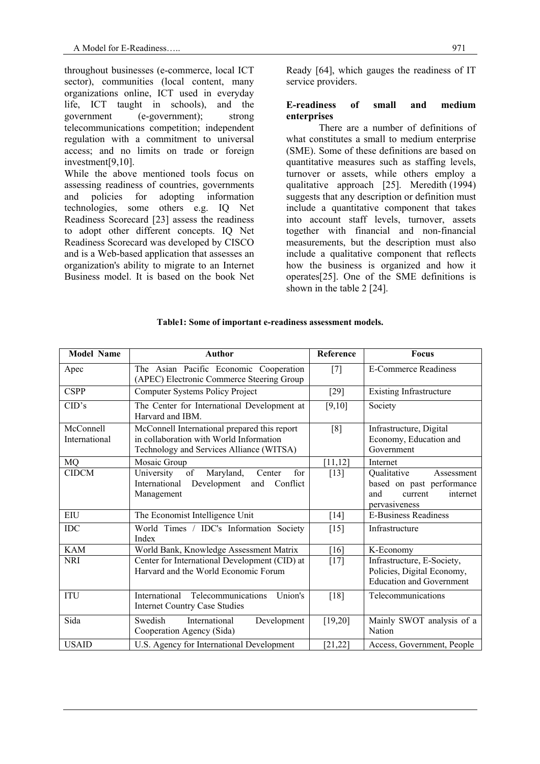throughout businesses (e-commerce, local ICT sector), communities (local content, many organizations online, ICT used in everyday life, ICT taught in schools), and the government (e-government); strong telecommunications competition; independent regulation with a commitment to universal access; and no limits on trade or foreign investment[9,10].

While the above mentioned tools focus on assessing readiness of countries, governments and policies for adopting information technologies, some others e.g. IQ Net Readiness Scorecard [23] assess the readiness to adopt other different concepts. IQ Net Readiness Scorecard was developed by CISCO and is a Web-based application that assesses an organization's ability to migrate to an Internet Business model. It is based on the book Net Ready [64], which gauges the readiness of IT service providers.

**E-readiness of small and medium enterprises**

There are a number of definitions of what constitutes a small to medium enterprise (SME). Some of these definitions are based on quantitative measures such as staffing levels, turnover or assets, while others employ a qualitative approach [25]. Meredith (1994) suggests that any description or definition must include a quantitative component that takes into account staff levels, turnover, assets together with financial and non-financial measurements, but the description must also include a qualitative component that reflects how the business is organized and how it operates[25]. One of the SME definitions is shown in the table 2 [24].

**Table1: Some of important e-readiness assessment models.**

| Model Name | Author | Reference | Focus |
|---|---|---|---|
| Apec | The Asian Pacific Economic Cooperation (APEC) Electronic Commerce Steering Group | [7] | E-Commerce Readiness |
| CSPP | Computer Systems Policy Project | [29] | Existing Infrastructure |
| CID's | The Center for International Development at Harvard and IBM. | [9,10] | Society |
| McConnell International | McConnell International prepared this report in collaboration with World Information Technology and Services Alliance (WITSA) | [8] | Infrastructure, Digital Economy, Education and Government |
| MQ | Mosaic Group | [11,12] | Internet |
| CIDCM | University of Maryland, Center for International Development and Conflict Management | [13] | Qualitative Assessment based on past performance and current internet pervasiveness |
| EIU | The Economist Intelligence Unit | [14] | E-Business Readiness |
| IDC | World Times / IDC's Information Society Index | [15] | Infrastructure |
| KAM | World Bank, Knowledge Assessment Matrix | [16] | K-Economy |
| NRI | Center for International Development (CID) at Harvard and the World Economic Forum | [17] | Infrastructure, E-Society, Policies, Digital Economy, Education and Government |
| ITU | International Telecommunications Union's Internet Country Case Studies | [18] | Telecommunications |
| Sida | Swedish International Development Cooperation Agency (Sida) | [19,20] | Mainly SWOT analysis of a Nation |
| USAID | U.S. Agency for International Development | [21,22] | Access, Government, People |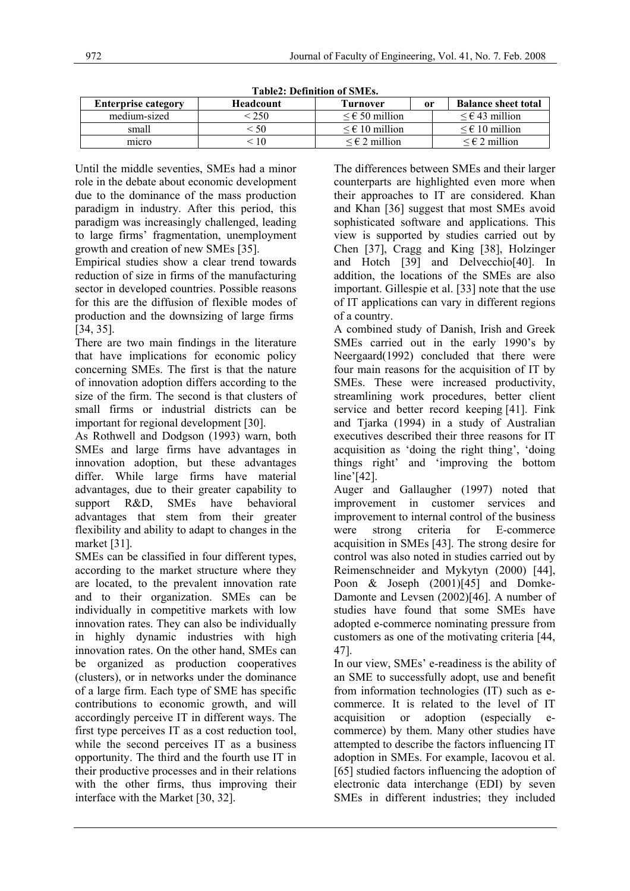**Table2: Definition of SMEs.**

| Enterprise category | Headcount | Turnover | or | Balance sheet total |
|---|---|---|---|---|
| medium-sized | < 250 | ≤ € 50 million | | ≤ € 43 million |
| small | < 50 | ≤ € 10 million | | ≤ € 10 million |
| micro | < 10 | ≤ € 2 million | | ≤ € 2 million |

Until the middle seventies, SMEs had a minor role in the debate about economic development due to the dominance of the mass production paradigm in industry. After this period, this paradigm was increasingly challenged, leading to large firms' fragmentation, unemployment growth and creation of new SMEs [35].

Empirical studies show a clear trend towards reduction of size in firms of the manufacturing sector in developed countries. Possible reasons for this are the diffusion of flexible modes of production and the downsizing of large firms [34, 35].

There are two main findings in the literature that have implications for economic policy concerning SMEs. The first is that the nature of innovation adoption differs according to the size of the firm. The second is that clusters of small firms or industrial districts can be important for regional development [30].

As Rothwell and Dodgson (1993) warn, both SMEs and large firms have advantages in innovation adoption, but these advantages differ. While large firms have material advantages, due to their greater capability to support R&D, SMEs have behavioral advantages that stem from their greater flexibility and ability to adapt to changes in the market [31].

SMEs can be classified in four different types, according to the market structure where they are located, to the prevalent innovation rate and to their organization. SMEs can be individually in competitive markets with low innovation rates. They can also be individually in highly dynamic industries with high innovation rates. On the other hand, SMEs can be organized as production cooperatives (clusters), or in networks under the dominance of a large firm. Each type of SME has specific contributions to economic growth, and will accordingly perceive IT in different ways. The first type perceives IT as a cost reduction tool, while the second perceives IT as a business opportunity. The third and the fourth use IT in their productive processes and in their relations with the other firms, thus improving their interface with the Market [30, 32].

The differences between SMEs and their larger counterparts are highlighted even more when their approaches to IT are considered. Khan and Khan [36] suggest that most SMEs avoid sophisticated software and applications. This view is supported by studies carried out by Chen [37], Cragg and King [38], Holzinger and Hotch [39] and Delvecchio[40]. In addition, the locations of the SMEs are also important. Gillespie et al. [33] note that the use of IT applications can vary in different regions of a country.

A combined study of Danish, Irish and Greek SMEs carried out in the early 1990's by Neergaard(1992) concluded that there were four main reasons for the acquisition of IT by SMEs. These were increased productivity, streamlining work procedures, better client service and better record keeping [41]. Fink and Tjarka (1994) in a study of Australian executives described their three reasons for IT acquisition as 'doing the right thing', 'doing things right' and 'improving the bottom line'[42].

Auger and Gallaugher (1997) noted that improvement in customer services and improvement to internal control of the business were strong criteria for E-commerce acquisition in SMEs [43]. The strong desire for control was also noted in studies carried out by Reimenschneider and Mykytyn (2000) [44], Poon & Joseph (2001)[45] and Domke-Damonte and Levsen (2002)[46]. A number of studies have found that some SMEs have adopted e-commerce nominating pressure from customers as one of the motivating criteria [44, 47].

In our view, SMEs' e-readiness is the ability of an SME to successfully adopt, use and benefit from information technologies (IT) such as e-commerce. It is related to the level of IT acquisition or adoption (especially e-commerce) by them. Many other studies have attempted to describe the factors influencing IT adoption in SMEs. For example, Iacovou et al. [65] studied factors influencing the adoption of electronic data interchange (EDI) by seven SMEs in different industries; they included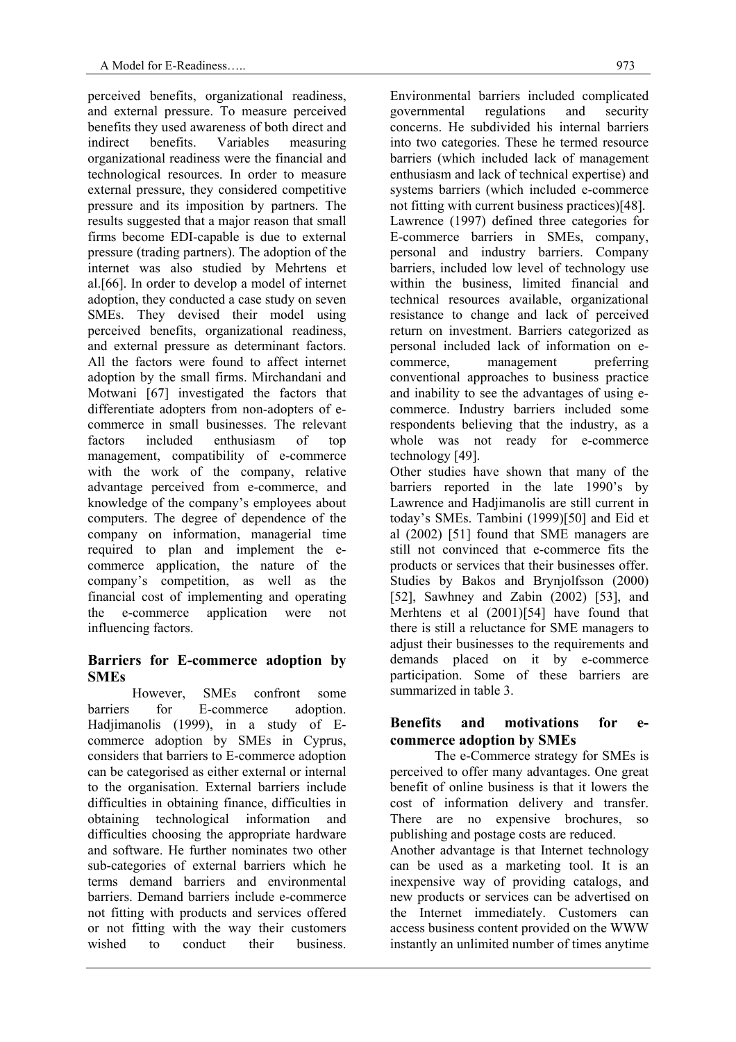perceived benefits, organizational readiness, and external pressure. To measure perceived benefits they used awareness of both direct and indirect benefits. Variables measuring organizational readiness were the financial and technological resources. In order to measure external pressure, they considered competitive pressure and its imposition by partners. The results suggested that a major reason that small firms become EDI-capable is due to external pressure (trading partners). The adoption of the internet was also studied by Mehrtens et al.[66]. In order to develop a model of internet adoption, they conducted a case study on seven SMEs. They devised their model using perceived benefits, organizational readiness, and external pressure as determinant factors. All the factors were found to affect internet adoption by the small firms. Mirchandani and Motwani [67] investigated the factors that differentiate adopters from non-adopters of e-commerce in small businesses. The relevant factors included enthusiasm of top management, compatibility of e-commerce with the work of the company, relative advantage perceived from e-commerce, and knowledge of the company's employees about computers. The degree of dependence of the company on information, managerial time required to plan and implement the e-commerce application, the nature of the company's competition, as well as the financial cost of implementing and operating the e-commerce application were not influencing factors.

## Barriers for E-commerce adoption by SMEs

However, SMEs confront some barriers for E-commerce adoption. Hadjimanolis (1999), in a study of E-commerce adoption by SMEs in Cyprus, considers that barriers to E-commerce adoption can be categorised as either external or internal to the organisation. External barriers include difficulties in obtaining finance, difficulties in obtaining technological information and difficulties choosing the appropriate hardware and software. He further nominates two other sub-categories of external barriers which he terms demand barriers and environmental barriers. Demand barriers include e-commerce not fitting with products and services offered or not fitting with the way their customers wished to conduct their business. Environmental barriers included complicated governmental regulations and security concerns. He subdivided his internal barriers into two categories. These he termed resource barriers (which included lack of management enthusiasm and lack of technical expertise) and systems barriers (which included e-commerce not fitting with current business practices)[48].

Lawrence (1997) defined three categories for E-commerce barriers in SMEs, company, personal and industry barriers. Company barriers, included low level of technology use within the business, limited financial and technical resources available, organizational resistance to change and lack of perceived return on investment. Barriers categorized as personal included lack of information on e-commerce, management preferring conventional approaches to business practice and inability to see the advantages of using e-commerce. Industry barriers included some respondents believing that the industry, as a whole was not ready for e-commerce technology [49].

Other studies have shown that many of the barriers reported in the late 1990's by Lawrence and Hadjimanolis are still current in today's SMEs. Tambini (1999)[50] and Eid et al (2002) [51] found that SME managers are still not convinced that e-commerce fits the products or services that their businesses offer. Studies by Bakos and Brynjolfsson (2000) [52], Sawhney and Zabin (2002) [53], and Merhtens et al (2001)[54] have found that there is still a reluctance for SME managers to adjust their businesses to the requirements and demands placed on it by e-commerce participation. Some of these barriers are summarized in table 3.

## Benefits and motivations for e-commerce adoption by SMEs

The e-Commerce strategy for SMEs is perceived to offer many advantages. One great benefit of online business is that it lowers the cost of information delivery and transfer. There are no expensive brochures, so publishing and postage costs are reduced.

Another advantage is that Internet technology can be used as a marketing tool. It is an inexpensive way of providing catalogs, and new products or services can be advertised on the Internet immediately. Customers can access business content provided on the WWW instantly an unlimited number of times anytime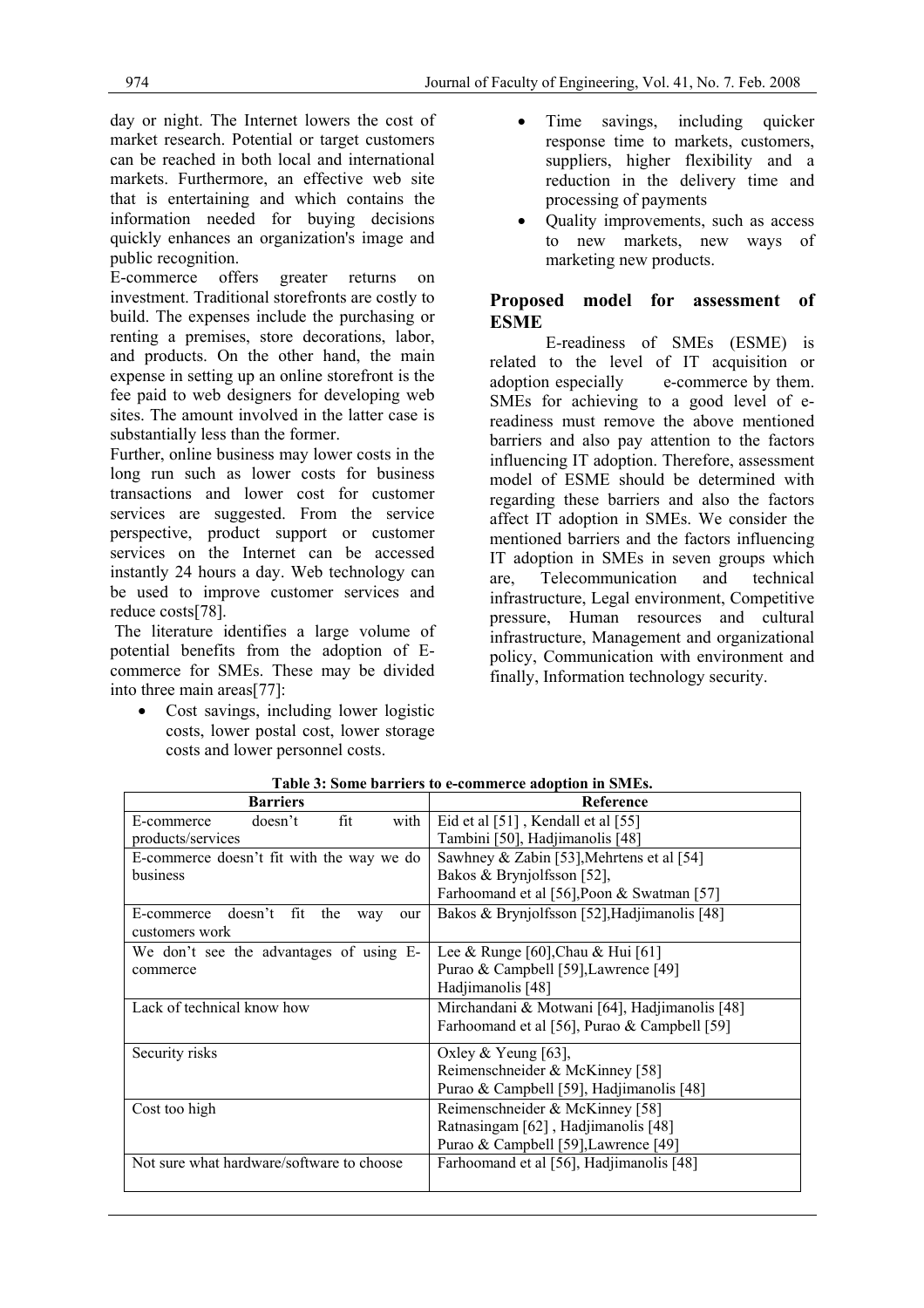day or night. The Internet lowers the cost of market research. Potential or target customers can be reached in both local and international markets. Furthermore, an effective web site that is entertaining and which contains the information needed for buying decisions quickly enhances an organization's image and public recognition.

E-commerce offers greater returns on investment. Traditional storefronts are costly to build. The expenses include the purchasing or renting a premises, store decorations, labor, and products. On the other hand, the main expense in setting up an online storefront is the fee paid to web designers for developing web sites. The amount involved in the latter case is substantially less than the former.

Further, online business may lower costs in the long run such as lower costs for business transactions and lower cost for customer services are suggested. From the service perspective, product support or customer services on the Internet can be accessed instantly 24 hours a day. Web technology can be used to improve customer services and reduce costs[78].

The literature identifies a large volume of potential benefits from the adoption of E-commerce for SMEs. These may be divided into three main areas[77]:

- Cost savings, including lower logistic costs, lower postal cost, lower storage costs and lower personnel costs.
- Time savings, including quicker response time to markets, customers, suppliers, higher flexibility and a reduction in the delivery time and processing of payments
- Quality improvements, such as access to new markets, new ways of marketing new products.

## Proposed model for assessment of ESME

E-readiness of SMEs (ESME) is related to the level of IT acquisition or adoption especially e-commerce by them. SMEs for achieving to a good level of e-readiness must remove the above mentioned barriers and also pay attention to the factors influencing IT adoption. Therefore, assessment model of ESME should be determined with regarding these barriers and also the factors affect IT adoption in SMEs. We consider the mentioned barriers and the factors influencing IT adoption in SMEs in seven groups which are, Telecommunication and technical infrastructure, Legal environment, Competitive pressure, Human resources and cultural infrastructure, Management and organizational policy, Communication with environment and finally, Information technology security.

**Table 3: Some barriers to e-commerce adoption in SMEs.**

| Barriers | Reference |
|---|---|
| E-commerce doesn't fit with products/services | Eid et al [51] , Kendall et al [55] Tambini [50], Hadjimanolis [48] |
| E-commerce doesn't fit with the way we do business | Sawhney & Zabin [53],Mehrtens et al [54] Bakos & Brynjolfsson [52], Farhoomand et al [56],Poon & Swatman [57] |
| E-commerce doesn't fit the way our customers work | Bakos & Brynjolfsson [52],Hadjimanolis [48] |
| We don't see the advantages of using E-commerce | Lee & Runge [60],Chau & Hui [61] Purao & Campbell [59],Lawrence [49] Hadjimanolis [48] |
| Lack of technical know how | Mirchandani & Motwani [64], Hadjimanolis [48] Farhoomand et al [56], Purao & Campbell [59] |
| Security risks | Oxley & Yeung [63], Reimenschneider & McKinney [58] Purao & Campbell [59], Hadjimanolis [48] |
| Cost too high | Reimenschneider & McKinney [58] Ratnasingam [62] , Hadjimanolis [48] Purao & Campbell [59],Lawrence [49] |
| Not sure what hardware/software to choose | Farhoomand et al [56], Hadjimanolis [48] |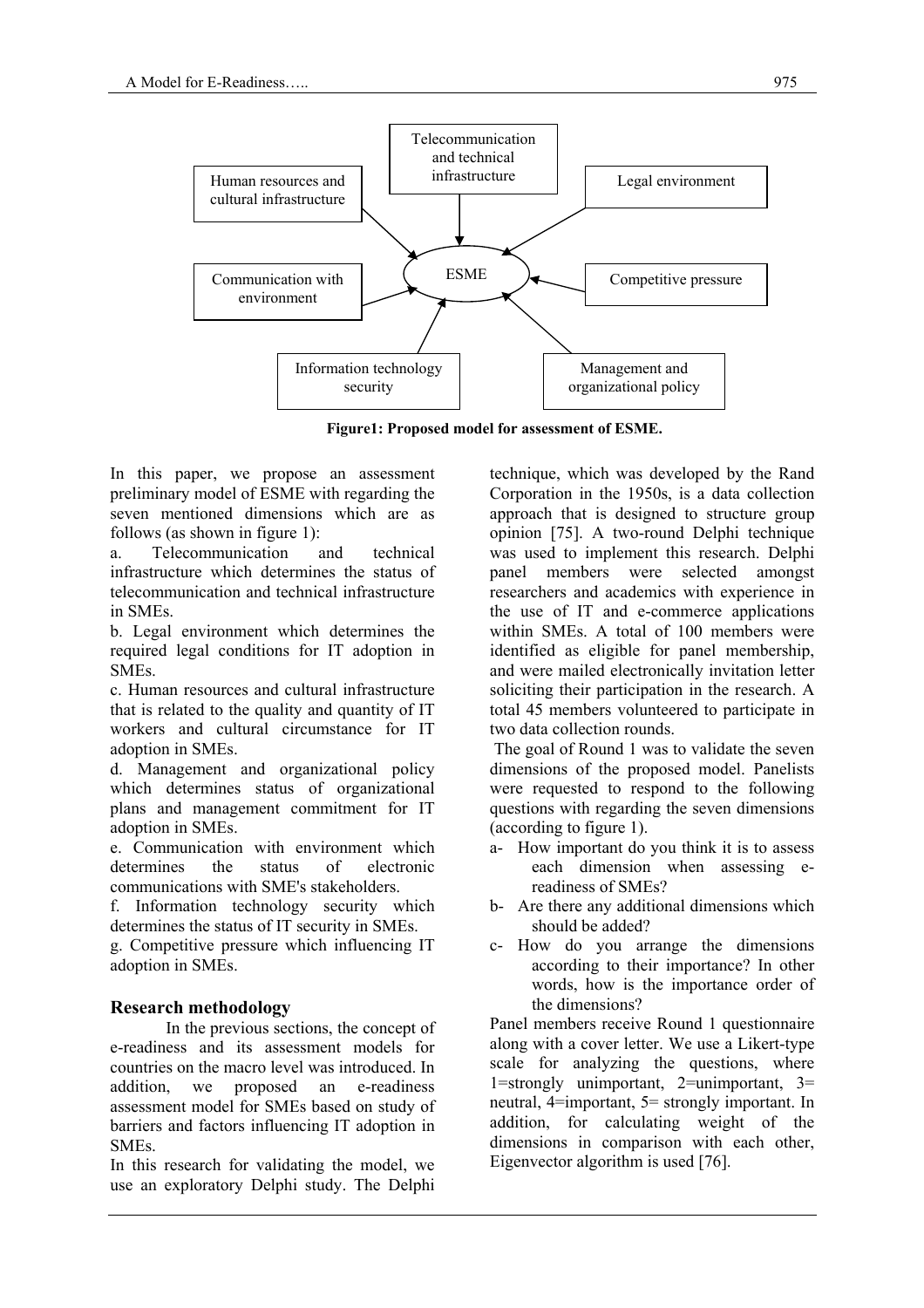**Figure1: Proposed model for assessment of ESME.**

In this paper, we propose an assessment preliminary model of ESME with regarding the seven mentioned dimensions which are as follows (as shown in figure 1):

a. Telecommunication and technical infrastructure which determines the status of telecommunication and technical infrastructure in SMEs.

b. Legal environment which determines the required legal conditions for IT adoption in SMEs.

c. Human resources and cultural infrastructure that is related to the quality and quantity of IT workers and cultural circumstance for IT adoption in SMEs.

d. Management and organizational policy which determines status of organizational plans and management commitment for IT adoption in SMEs.

e. Communication with environment which determines the status of electronic communications with SME's stakeholders.

f. Information technology security which determines the status of IT security in SMEs.

g. Competitive pressure which influencing IT adoption in SMEs.

## Research methodology

In the previous sections, the concept of e-readiness and its assessment models for countries on the macro level was introduced. In addition, we proposed an e-readiness assessment model for SMEs based on study of barriers and factors influencing IT adoption in SMEs.

In this research for validating the model, we use an exploratory Delphi study. The Delphi technique, which was developed by the Rand Corporation in the 1950s, is a data collection approach that is designed to structure group opinion [75]. A two-round Delphi technique was used to implement this research. Delphi panel members were selected amongst researchers and academics with experience in the use of IT and e-commerce applications within SMEs. A total of 100 members were identified as eligible for panel membership, and were mailed electronically invitation letter soliciting their participation in the research. A total 45 members volunteered to participate in two data collection rounds.

The goal of Round 1 was to validate the seven dimensions of the proposed model. Panelists were requested to respond to the following questions with regarding the seven dimensions (according to figure 1).

a- How important do you think it is to assess each dimension when assessing e-readiness of SMEs?

b- Are there any additional dimensions which should be added?

c- How do you arrange the dimensions according to their importance? In other words, how is the importance order of the dimensions?

Panel members receive Round 1 questionnaire along with a cover letter. We use a Likert-type scale for analyzing the questions, where 1=strongly unimportant, 2=unimportant, 3= neutral, 4=important, 5= strongly important. In addition, for calculating weight of the dimensions in comparison with each other, Eigenvector algorithm is used [76].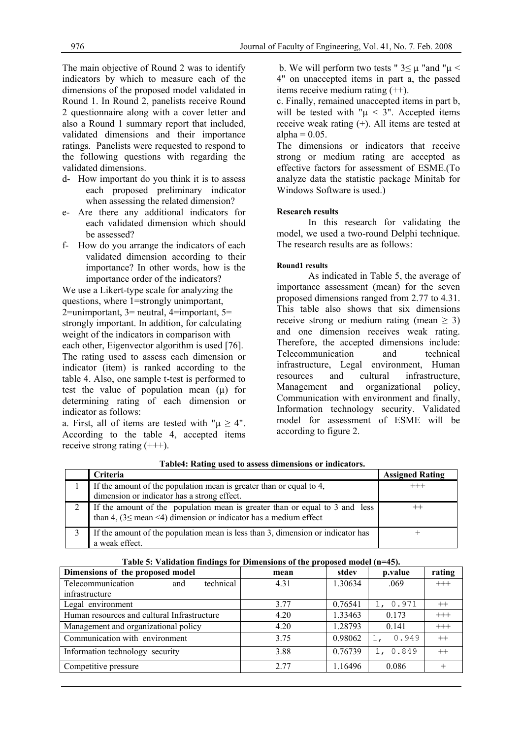The main objective of Round 2 was to identify indicators by which to measure each of the dimensions of the proposed model validated in Round 1. In Round 2, panelists receive Round 2 questionnaire along with a cover letter and also a Round 1 summary report that included, validated dimensions and their importance ratings. Panelists were requested to respond to the following questions with regarding the validated dimensions.

- d- How important do you think it is to assess each proposed preliminary indicator when assessing the related dimension?
- e- Are there any additional indicators for each validated dimension which should be assessed?
- f- How do you arrange the indicators of each validated dimension according to their importance? In other words, how is the importance order of the indicators?

We use a Likert-type scale for analyzing the questions, where 1=strongly unimportant, 2=unimportant, 3= neutral, 4=important, 5= strongly important. In addition, for calculating weight of the indicators in comparison with each other, Eigenvector algorithm is used [76]. The rating used to assess each dimension or indicator (item) is ranked according to the table 4. Also, one sample t-test is performed to test the value of population mean (μ) for determining rating of each dimension or indicator as follows:

a. First, all of items are tested with "$\mu \geq 4$". According to the table 4, accepted items receive strong rating (+++).

b. We will perform two tests "$3 \leq \mu$" and "$\mu < 4$" on unaccepted items in part a, the passed items receive medium rating (++).

c. Finally, remained unaccepted items in part b, will be tested with "$\mu < 3$". Accepted items receive weak rating (+). All items are tested at alpha = 0.05.

The dimensions or indicators that receive strong or medium rating are accepted as effective factors for assessment of ESME.(To analyze data the statistic package Minitab for Windows Software is used.)

**Research results**

In this research for validating the model, we used a two-round Delphi technique. The research results are as follows:

**Round1 results**

As indicated in Table 5, the average of importance assessment (mean) for the seven proposed dimensions ranged from 2.77 to 4.31. This table also shows that six dimensions receive strong or medium rating (mean $\geq$ 3) and one dimension receives weak rating. Therefore, the accepted dimensions include: Telecommunication and technical infrastructure, Legal environment, Human resources and cultural infrastructure, Management and organizational policy, Communication with environment and finally, Information technology security. Validated model for assessment of ESME will be according to figure 2.

**Table4: Rating used to assess dimensions or indicators.**

| | Criteria | Assigned Rating |
|---|---|---|
| 1 | If the amount of the population mean is greater than or equal to 4, dimension or indicator has a strong effect. | +++ |
| 2 | If the amount of the population mean is greater than or equal to 3 and less than 4, (3≤ mean <4) dimension or indicator has a medium effect | ++ |
| 3 | If the amount of the population mean is less than 3, dimension or indicator has a weak effect. | + |

**Table 5: Validation findings for Dimensions of the proposed model (n=45).**

| Dimensions of the proposed model | mean | stdev | p.value | rating |
|---|---|---|---|---|
| Telecommunication and technical infrastructure | 4.31 | 1.30634 | .069 | +++ |
| Legal environment | 3.77 | 0.76541 | 1, 0.971 | ++ |
| Human resources and cultural Infrastructure | 4.20 | 1.33463 | 0.173 | +++ |
| Management and organizational policy | 4.20 | 1.28793 | 0.141 | +++ |
| Communication with environment | 3.75 | 0.98062 | 1, 0.949 | ++ |
| Information technology security | 3.88 | 0.76739 | 1, 0.849 | ++ |
| Competitive pressure | 2.77 | 1.16496 | 0.086 | + |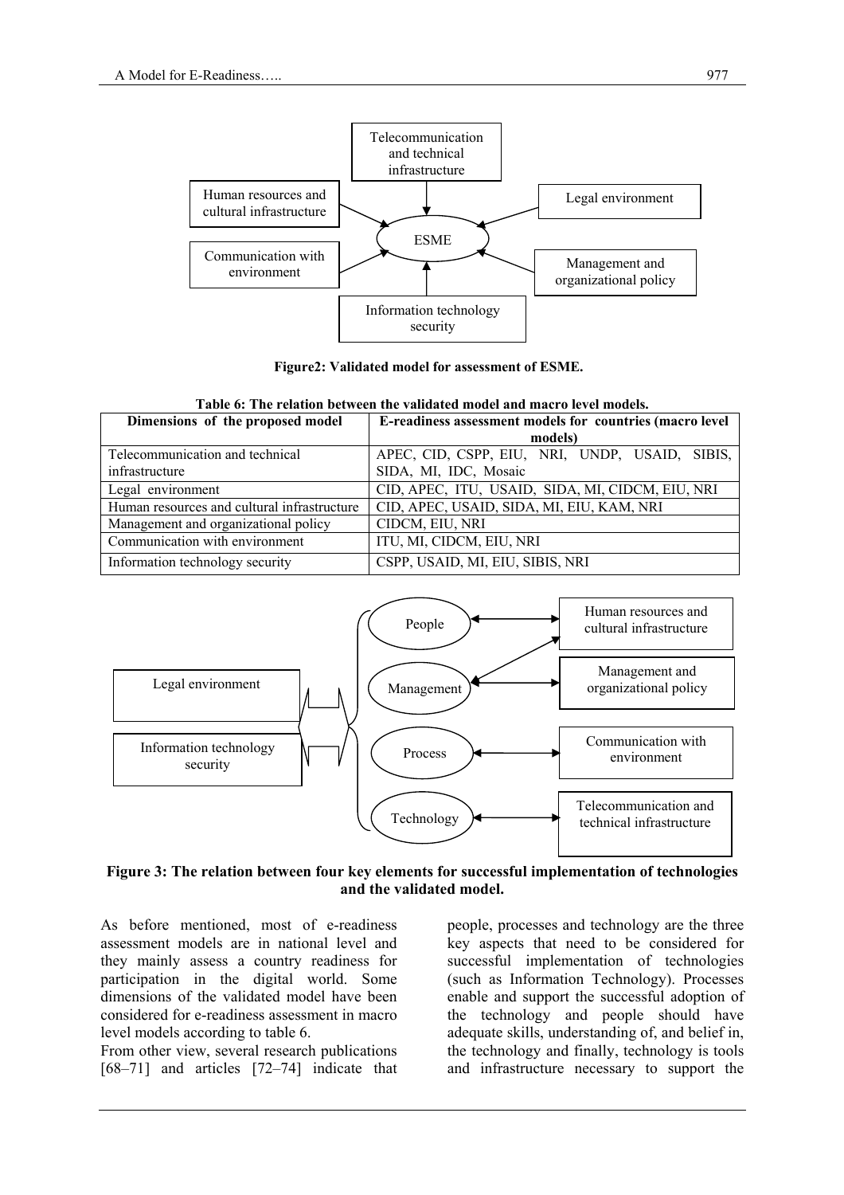Figure2: Validated model for assessment of ESME.

**Table 6: The relation between the validated model and macro level models.**

| Dimensions of the proposed model | E-readiness assessment models for countries (macro level models) |
|---|---|
| Telecommunication and technical infrastructure | APEC, CID, CSPP, EIU, NRI, UNDP, USAID, SIBIS, SIDA, MI, IDC, Mosaic |
| Legal environment | CID, APEC, ITU, USAID, SIDA, MI, CIDCM, EIU, NRI |
| Human resources and cultural infrastructure | CID, APEC, USAID, SIDA, MI, EIU, KAM, NRI |
| Management and organizational policy | CIDCM, EIU, NRI |
| Communication with environment | ITU, MI, CIDCM, EIU, NRI |
| Information technology security | CSPP, USAID, MI, EIU, SIBIS, NRI |

**Figure 3: The relation between four key elements for successful implementation of technologies and the validated model.**

As before mentioned, most of e-readiness assessment models are in national level and they mainly assess a country readiness for participation in the digital world. Some dimensions of the validated model have been considered for e-readiness assessment in macro level models according to table 6.

From other view, several research publications [68–71] and articles [72–74] indicate that people, processes and technology are the three key aspects that need to be considered for successful implementation of technologies (such as Information Technology). Processes enable and support the successful adoption of the technology and people should have adequate skills, understanding of, and belief in, the technology and finally, technology is tools and infrastructure necessary to support the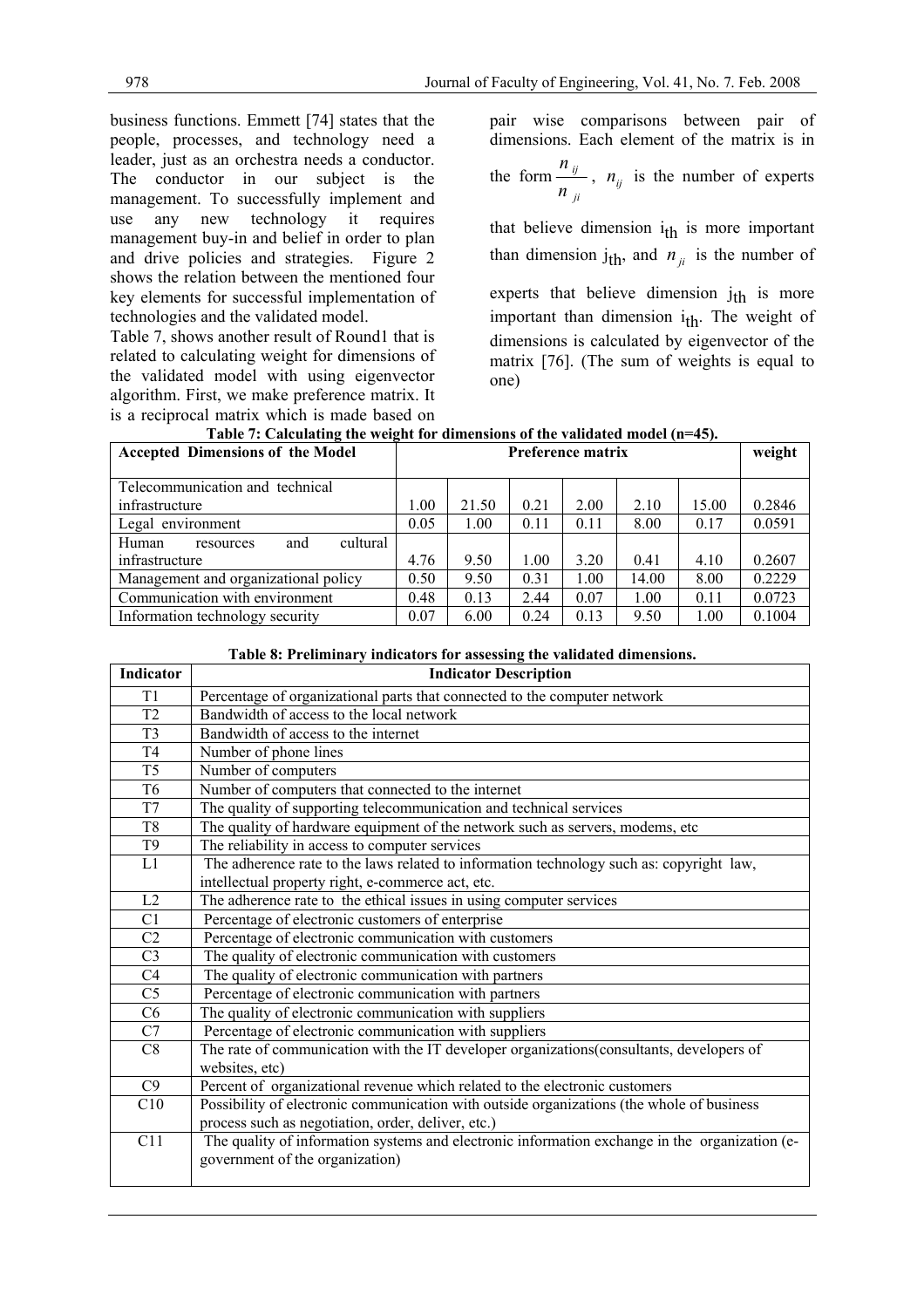business functions. Emmett [74] states that the people, processes, and technology need a leader, just as an orchestra needs a conductor. The conductor in our subject is the management. To successfully implement and use any new technology it requires management buy-in and belief in order to plan and drive policies and strategies. Figure 2 shows the relation between the mentioned four key elements for successful implementation of technologies and the validated model.

Table 7, shows another result of Round1 that is related to calculating weight for dimensions of the validated model with using eigenvector algorithm. First, we make preference matrix. It is a reciprocal matrix which is made based on pair wise comparisons between pair of dimensions. Each element of the matrix is in the form $\frac{n_{ij}}{n_{ji}}$, $n_{ij}$ is the number of experts that believe dimension $i_{th}$ is more important than dimension $j_{th}$, and $n_{ji}$ is the number of experts that believe dimension $j_{th}$ is more important than dimension $i_{th}$. The weight of dimensions is calculated by eigenvector of the matrix [76]. (The sum of weights is equal to one)

**Table 7: Calculating the weight for dimensions of the validated model (n=45).**

| Accepted Dimensions of the Model | Preference matrix | | | | | | weight |
|---|---|---|---|---|---|---|---|
| Telecommunication and technical infrastructure | 1.00 | 21.50 | 0.21 | 2.00 | 2.10 | 15.00 | 0.2846 |
| Legal environment | 0.05 | 1.00 | 0.11 | 0.11 | 8.00 | 0.17 | 0.0591 |
| Human resources and cultural infrastructure | 4.76 | 9.50 | 1.00 | 3.20 | 0.41 | 4.10 | 0.2607 |
| Management and organizational policy | 0.50 | 9.50 | 0.31 | 1.00 | 14.00 | 8.00 | 0.2229 |
| Communication with environment | 0.48 | 0.13 | 2.44 | 0.07 | 1.00 | 0.11 | 0.0723 |
| Information technology security | 0.07 | 6.00 | 0.24 | 0.13 | 9.50 | 1.00 | 0.1004 |

**Table 8: Preliminary indicators for assessing the validated dimensions.**

| Indicator | Indicator Description |
|---|---|
| T1 | Percentage of organizational parts that connected to the computer network |
| T2 | Bandwidth of access to the local network |
| T3 | Bandwidth of access to the internet |
| T4 | Number of phone lines |
| T5 | Number of computers |
| T6 | Number of computers that connected to the internet |
| T7 | The quality of supporting telecommunication and technical services |
| T8 | The quality of hardware equipment of the network such as servers, modems, etc |
| T9 | The reliability in access to computer services |
| L1 | The adherence rate to the laws related to information technology such as: copyright law, intellectual property right, e-commerce act, etc. |
| L2 | The adherence rate to the ethical issues in using computer services |
| C1 | Percentage of electronic customers of enterprise |
| C2 | Percentage of electronic communication with customers |
| C3 | The quality of electronic communication with customers |
| C4 | The quality of electronic communication with partners |
| C5 | Percentage of electronic communication with partners |
| C6 | The quality of electronic communication with suppliers |
| C7 | Percentage of electronic communication with suppliers |
| C8 | The rate of communication with the IT developer organizations(consultants, developers of websites, etc) |
| C9 | Percent of organizational revenue which related to the electronic customers |
| C10 | Possibility of electronic communication with outside organizations (the whole of business process such as negotiation, order, deliver, etc.) |
| C11 | The quality of information systems and electronic information exchange in the organization (e-government of the organization) |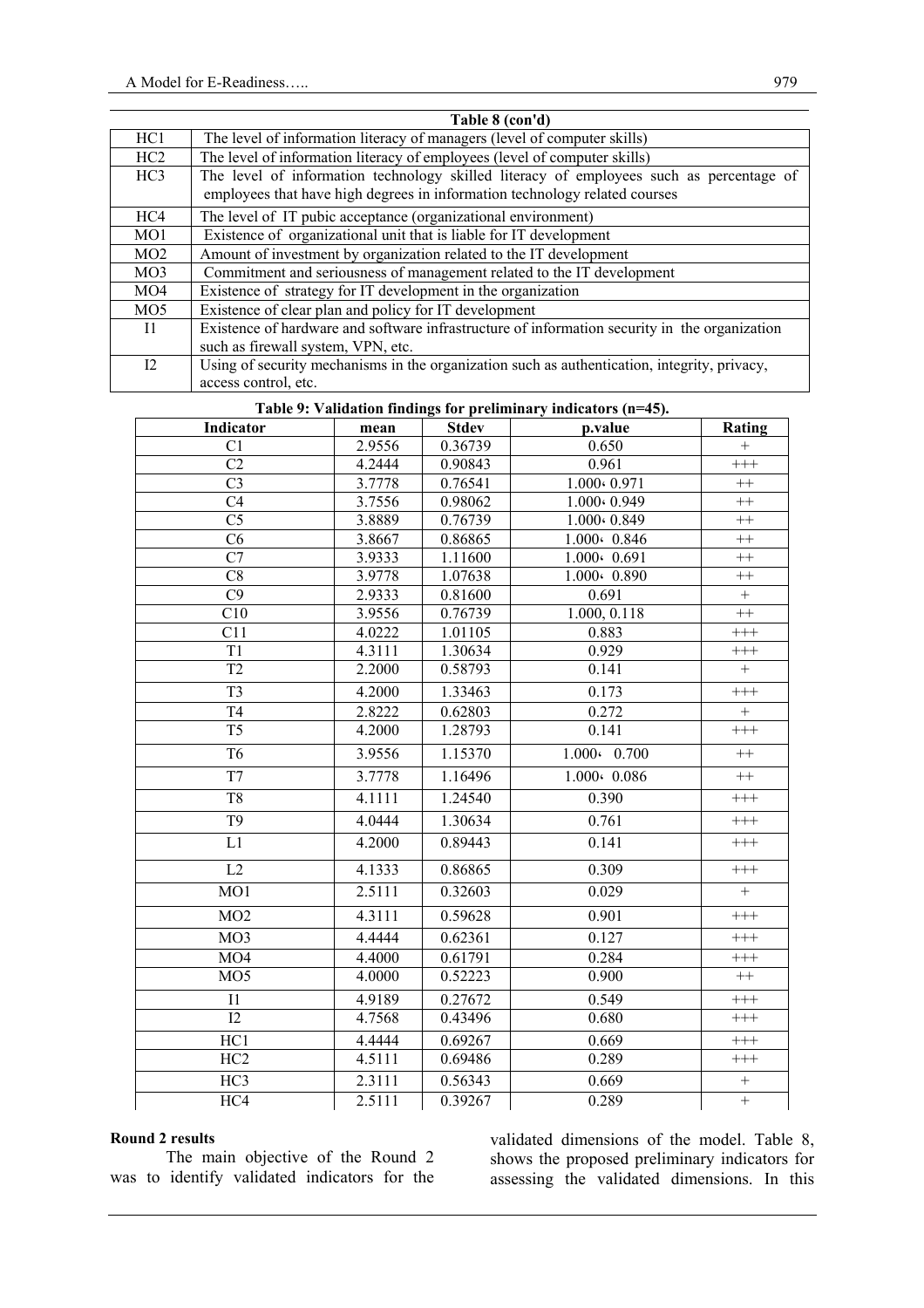**Table 8 (con'd)**

| | |
|---|---|
| HC1 | The level of information literacy of managers (level of computer skills) |
| HC2 | The level of information literacy of employees (level of computer skills) |
| HC3 | The level of information technology skilled literacy of employees such as percentage of employees that have high degrees in information technology related courses |
| HC4 | The level of IT pubic acceptance (organizational environment) |
| MO1 | Existence of organizational unit that is liable for IT development |
| MO2 | Amount of investment by organization related to the IT development |
| MO3 | Commitment and seriousness of management related to the IT development |
| MO4 | Existence of strategy for IT development in the organization |
| MO5 | Existence of clear plan and policy for IT development |
| I1 | Existence of hardware and software infrastructure of information security in the organization such as firewall system, VPN, etc. |
| I2 | Using of security mechanisms in the organization such as authentication, integrity, privacy, access control, etc. |

**Table 9: Validation findings for preliminary indicators (n=45).**

| Indicator | mean | Stdev | p.value | Rating |
|---|---|---|---|---|
| C1 | 2.9556 | 0.36739 | 0.650 | + |
| C2 | 4.2444 | 0.90843 | 0.961 | +++ |
| C3 | 3.7778 | 0.76541 | 1.000، 0.971 | ++ |
| C4 | 3.7556 | 0.98062 | 1.000، 0.949 | ++ |
| C5 | 3.8889 | 0.76739 | 1.000، 0.849 | ++ |
| C6 | 3.8667 | 0.86865 | 1.000، 0.846 | ++ |
| C7 | 3.9333 | 1.11600 | 1.000، 0.691 | ++ |
| C8 | 3.9778 | 1.07638 | 1.000، 0.890 | ++ |
| C9 | 2.9333 | 0.81600 | 0.691 | + |
| C10 | 3.9556 | 0.76739 | 1.000, 0.118 | ++ |
| C11 | 4.0222 | 1.01105 | 0.883 | +++ |
| T1 | 4.3111 | 1.30634 | 0.929 | +++ |
| T2 | 2.2000 | 0.58793 | 0.141 | + |
| T3 | 4.2000 | 1.33463 | 0.173 | +++ |
| T4 | 2.8222 | 0.62803 | 0.272 | + |
| T5 | 4.2000 | 1.28793 | 0.141 | +++ |
| T6 | 3.9556 | 1.15370 | 1.000، 0.700 | ++ |
| T7 | 3.7778 | 1.16496 | 1.000، 0.086 | ++ |
| T8 | 4.1111 | 1.24540 | 0.390 | +++ |
| T9 | 4.0444 | 1.30634 | 0.761 | +++ |
| L1 | 4.2000 | 0.89443 | 0.141 | +++ |
| L2 | 4.1333 | 0.86865 | 0.309 | +++ |
| MO1 | 2.5111 | 0.32603 | 0.029 | + |
| MO2 | 4.3111 | 0.59628 | 0.901 | +++ |
| MO3 | 4.4444 | 0.62361 | 0.127 | +++ |
| MO4 | 4.4000 | 0.61791 | 0.284 | +++ |
| MO5 | 4.0000 | 0.52223 | 0.900 | ++ |
| I1 | 4.9189 | 0.27672 | 0.549 | +++ |
| I2 | 4.7568 | 0.43496 | 0.680 | +++ |
| HC1 | 4.4444 | 0.69267 | 0.669 | +++ |
| HC2 | 4.5111 | 0.69486 | 0.289 | +++ |
| HC3 | 2.3111 | 0.56343 | 0.669 | + |
| HC4 | 2.5111 | 0.39267 | 0.289 | + |

**Round 2 results**

The main objective of the Round 2 was to identify validated indicators for the validated dimensions of the model. Table 8, shows the proposed preliminary indicators for assessing the validated dimensions. In this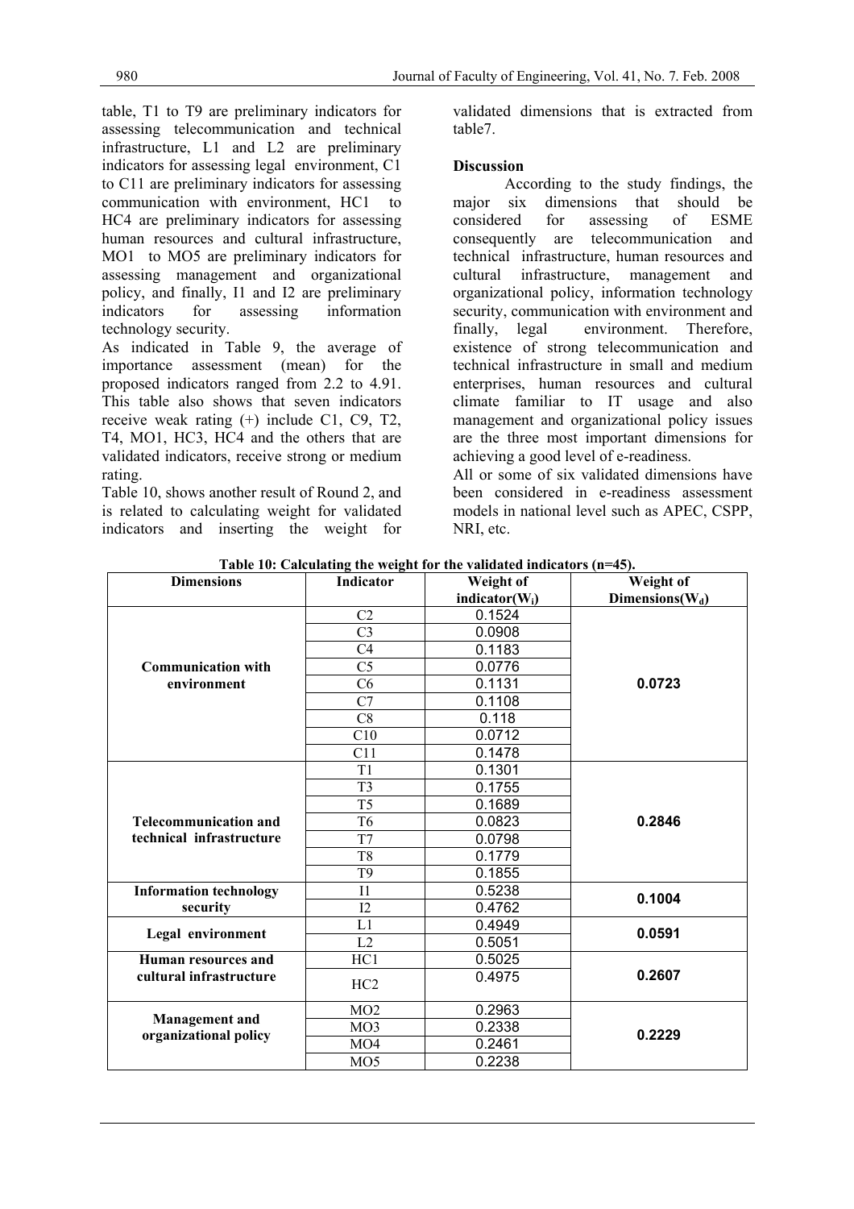table, T1 to T9 are preliminary indicators for assessing telecommunication and technical infrastructure, L1 and L2 are preliminary indicators for assessing legal environment, C1 to C11 are preliminary indicators for assessing communication with environment, HC1 to HC4 are preliminary indicators for assessing human resources and cultural infrastructure, MO1 to MO5 are preliminary indicators for assessing management and organizational policy, and finally, I1 and I2 are preliminary indicators for assessing information technology security.

As indicated in Table 9, the average of importance assessment (mean) for the proposed indicators ranged from 2.2 to 4.91. This table also shows that seven indicators receive weak rating (+) include C1, C9, T2, T4, MO1, HC3, HC4 and the others that are validated indicators, receive strong or medium rating.

Table 10, shows another result of Round 2, and is related to calculating weight for validated indicators and inserting the weight for validated dimensions that is extracted from table7.

## Discussion

According to the study findings, the major six dimensions that should be considered for assessing of ESME consequently are telecommunication and technical infrastructure, human resources and cultural infrastructure, management and organizational policy, information technology security, communication with environment and finally, legal environment. Therefore, existence of strong telecommunication and technical infrastructure in small and medium enterprises, human resources and cultural climate familiar to IT usage and also management and organizational policy issues are the three most important dimensions for achieving a good level of e-readiness.

All or some of six validated dimensions have been considered in e-readiness assessment models in national level such as APEC, CSPP, NRI, etc.

**Table 10: Calculating the weight for the validated indicators (n=45).**

| Dimensions | Indicator | Weight of indicator($W_i$) | Weight of Dimensions($W_d$) |
|---|---|---|---|
| Communication with environment | C2 | 0.1524 | 0.0723 |
| | C3 | 0.0908 | |
| | C4 | 0.1183 | |
| | C5 | 0.0776 | |
| | C6 | 0.1131 | |
| | C7 | 0.1108 | |
| | C8 | 0.118 | |
| | C10 | 0.0712 | |
| | C11 | 0.1478 | |
| Telecommunication and technical infrastructure | T1 | 0.1301 | 0.2846 |
| | T3 | 0.1755 | |
| | T5 | 0.1689 | |
| | T6 | 0.0823 | |
| | T7 | 0.0798 | |
| | T8 | 0.1779 | |
| | T9 | 0.1855 | |
| Information technology security | I1 | 0.5238 | 0.1004 |
| | I2 | 0.4762 | |
| Legal environment | L1 | 0.4949 | 0.0591 |
| | L2 | 0.5051 | |
| Human resources and cultural infrastructure | HC1 | 0.5025 | 0.2607 |
| | HC2 | 0.4975 | |
| Management and organizational policy | MO2 | 0.2963 | 0.2229 |
| | MO3 | 0.2338 | |
| | MO4 | 0.2461 | |
| | MO5 | 0.2238 | |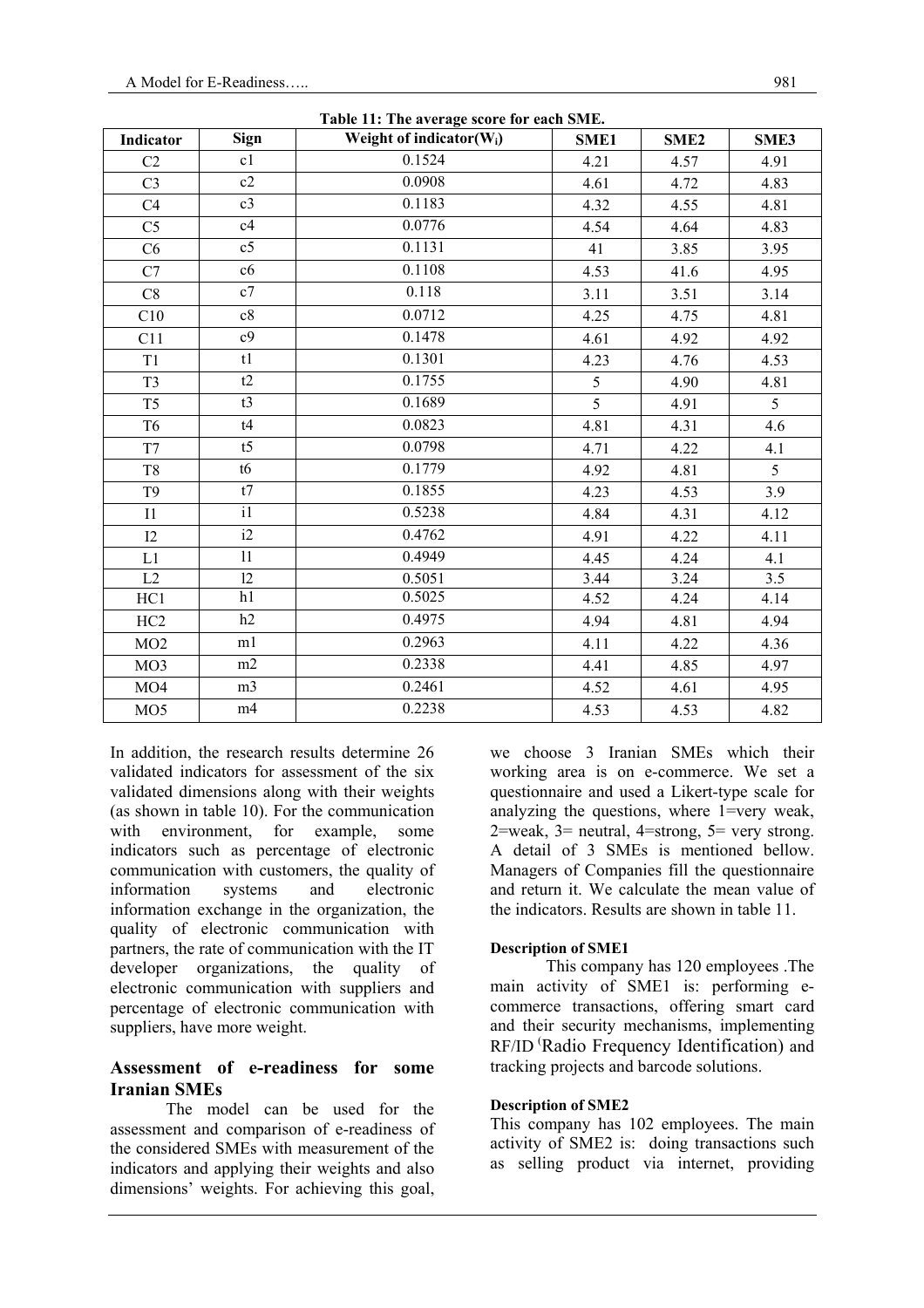**Table 11: The average score for each SME.**

| Indicator | Sign | Weight of indicator($W_i$) | SME1 | SME2 | SME3 |
|---|---|---|---|---|---|
| C2 | c1 | 0.1524 | 4.21 | 4.57 | 4.91 |
| C3 | c2 | 0.0908 | 4.61 | 4.72 | 4.83 |
| C4 | c3 | 0.1183 | 4.32 | 4.55 | 4.81 |
| C5 | c4 | 0.0776 | 4.54 | 4.64 | 4.83 |
| C6 | c5 | 0.1131 | 41 | 3.85 | 3.95 |
| C7 | c6 | 0.1108 | 4.53 | 41.6 | 4.95 |
| C8 | c7 | 0.118 | 3.11 | 3.51 | 3.14 |
| C10 | c8 | 0.0712 | 4.25 | 4.75 | 4.81 |
| C11 | c9 | 0.1478 | 4.61 | 4.92 | 4.92 |
| T1 | t1 | 0.1301 | 4.23 | 4.76 | 4.53 |
| T3 | t2 | 0.1755 | 5 | 4.90 | 4.81 |
| T5 | t3 | 0.1689 | 5 | 4.91 | 5 |
| T6 | t4 | 0.0823 | 4.81 | 4.31 | 4.6 |
| T7 | t5 | 0.0798 | 4.71 | 4.22 | 4.1 |
| T8 | t6 | 0.1779 | 4.92 | 4.81 | 5 |
| T9 | t7 | 0.1855 | 4.23 | 4.53 | 3.9 |
| I1 | i1 | 0.5238 | 4.84 | 4.31 | 4.12 |
| I2 | i2 | 0.4762 | 4.91 | 4.22 | 4.11 |
| L1 | l1 | 0.4949 | 4.45 | 4.24 | 4.1 |
| L2 | l2 | 0.5051 | 3.44 | 3.24 | 3.5 |
| HC1 | h1 | 0.5025 | 4.52 | 4.24 | 4.14 |
| HC2 | h2 | 0.4975 | 4.94 | 4.81 | 4.94 |
| MO2 | m1 | 0.2963 | 4.11 | 4.22 | 4.36 |
| MO3 | m2 | 0.2338 | 4.41 | 4.85 | 4.97 |
| MO4 | m3 | 0.2461 | 4.52 | 4.61 | 4.95 |
| MO5 | m4 | 0.2238 | 4.53 | 4.53 | 4.82 |

In addition, the research results determine 26 validated indicators for assessment of the six validated dimensions along with their weights (as shown in table 10). For the communication with environment, for example, some indicators such as percentage of electronic communication with customers, the quality of information systems and electronic information exchange in the organization, the quality of electronic communication with partners, the rate of communication with the IT developer organizations, the quality of electronic communication with suppliers and percentage of electronic communication with suppliers, have more weight.

## Assessment of e-readiness for some Iranian SMEs

The model can be used for the assessment and comparison of e-readiness of the considered SMEs with measurement of the indicators and applying their weights and also dimensions' weights. For achieving this goal, we choose 3 Iranian SMEs which their working area is on e-commerce. We set a questionnaire and used a Likert-type scale for analyzing the questions, where 1=very weak, 2=weak, 3= neutral, 4=strong, 5= very strong. A detail of 3 SMEs is mentioned bellow. Managers of Companies fill the questionnaire and return it. We calculate the mean value of the indicators. Results are shown in table 11.

#### Description of SME1

This company has 120 employees .The main activity of SME1 is: performing e-commerce transactions, offering smart card and their security mechanisms, implementing RF/ID (Radio Frequency Identification) and tracking projects and barcode solutions.

#### Description of SME2

This company has 102 employees. The main activity of SME2 is: doing transactions such as selling product via internet, providing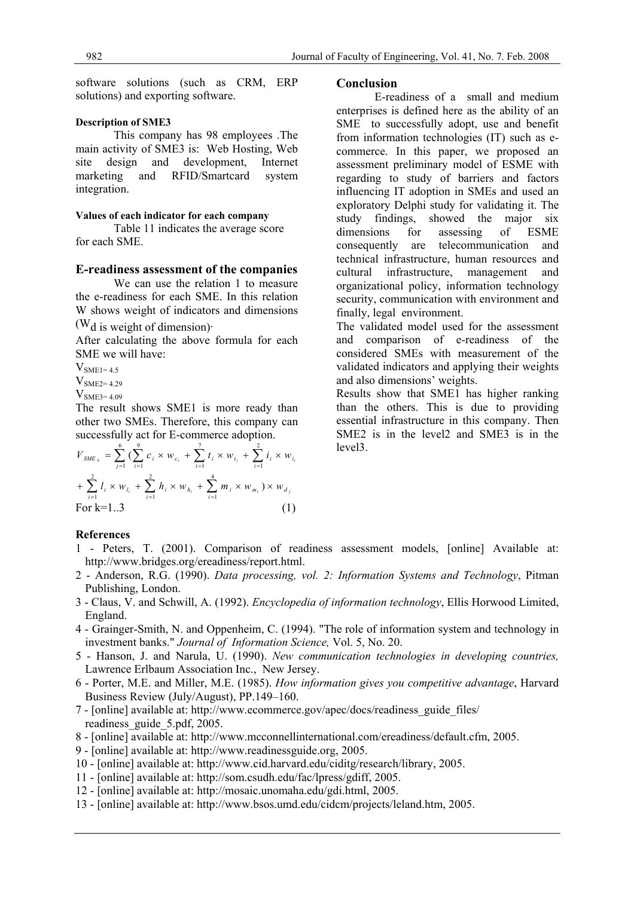software solutions (such as CRM, ERP solutions) and exporting software.

#### Description of SME3

This company has 98 employees .The main activity of SME3 is: Web Hosting, Web site design and development, Internet marketing and RFID/Smartcard system integration.

#### Values of each indicator for each company

Table 11 indicates the average score for each SME.

### E-readiness assessment of the companies

We can use the relation 1 to measure the e-readiness for each SME. In this relation W shows weight of indicators and dimensions ($W_d$ is weight of dimension).

After calculating the above formula for each SME we will have:

$V_{SME1} = 4.5$

$V_{SME2} = 4.29$

$V_{SME3} = 4.09$

The result shows SME1 is more ready than other two SMEs. Therefore, this company can successfully act for E-commerce adoption.

$$V_{SME_k} = \sum_{j=1}^{6} \Big( \sum_{i=1}^{9} c_i \times w_{c_i} + \sum_{i=1}^{7} t_i \times w_{t_i} + \sum_{i=1}^{2} i_i \times w_{i_i} + \sum_{i=1}^{2} l_i \times w_{l_i} + \sum_{i=1}^{2} h_i \times w_{h_i} + \sum_{i=1}^{4} m_i \times w_{m_i} \Big) \times w_{d_j}$$

For k=1..3 (1)

### Conclusion

E-readiness of a small and medium enterprises is defined here as the ability of an SME to successfully adopt, use and benefit from information technologies (IT) such as e-commerce. In this paper, we proposed an assessment preliminary model of ESME with regarding to study of barriers and factors influencing IT adoption in SMEs and used an exploratory Delphi study for validating it. The study findings, showed the major six dimensions for assessing of ESME consequently are telecommunication and technical infrastructure, human resources and cultural infrastructure, management and organizational policy, information technology security, communication with environment and finally, legal environment.

The validated model used for the assessment and comparison of e-readiness of the considered SMEs with measurement of the validated indicators and applying their weights and also dimensions' weights.

Results show that SME1 has higher ranking than the others. This is due to providing essential infrastructure in this company. Then SME2 is in the level2 and SME3 is in the level3.

### References

1 - Peters, T. (2001). Comparison of readiness assessment models, [online] Available at: http://www.bridges.org/ereadiness/report.html.

2 - Anderson, R.G. (1990). *Data processing, vol. 2: Information Systems and Technology*, Pitman Publishing, London.

3 - Claus, V. and Schwill, A. (1992). *Encyclopedia of information technology*, Ellis Horwood Limited, England.

4 - Grainger-Smith, N. and Oppenheim, C. (1994). "The role of information system and technology in investment banks." *Journal of Information Science,* Vol. 5, No. 20.

5 - Hanson, J. and Narula, U. (1990). *New communication technologies in developing countries,* Lawrence Erlbaum Association Inc., New Jersey.

6 - Porter, M.E. and Miller, M.E. (1985). *How information gives you competitive advantage*, Harvard Business Review (July/August), PP.149–160.

7 - [online] available at: http://www.ecommerce.gov/apec/docs/readiness_guide_files/readiness_guide_5.pdf, 2005.

8 - [online] available at: http://www.mcconnellinternational.com/ereadiness/default.cfm, 2005.

9 - [online] available at: http://www.readinessguide.org, 2005.

10 - [online] available at: http://www.cid.harvard.edu/ciditg/research/library, 2005.

11 - [online] available at: http://som.csudh.edu/fac/lpress/gdiff, 2005.

12 - [online] available at: http://mosaic.unomaha.edu/gdi.html, 2005.

13 - [online] available at: http://www.bsos.umd.edu/cidcm/projects/leland.htm, 2005.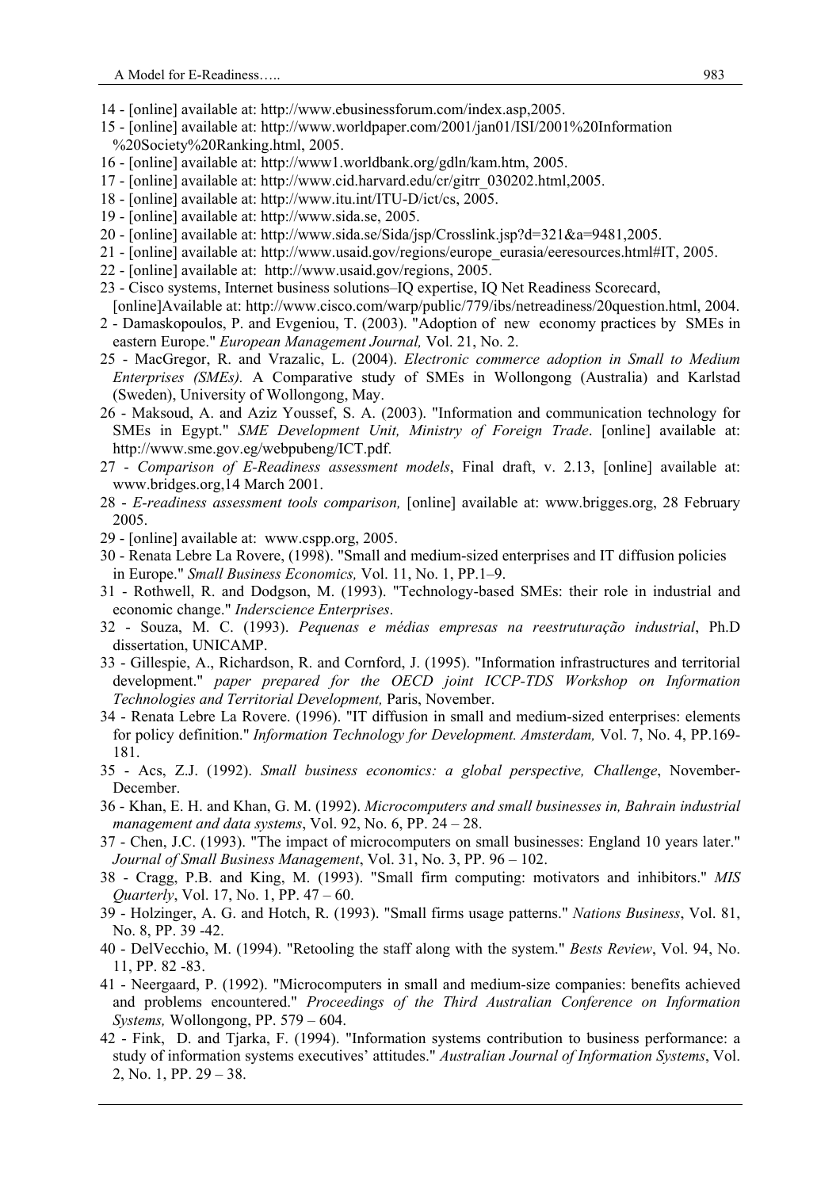14 - [online] available at: http://www.ebusinessforum.com/index.asp,2005.

15 - [online] available at: http://www.worldpaper.com/2001/jan01/ISI/2001%20Information %20Society%20Ranking.html, 2005.

16 - [online] available at: http://www1.worldbank.org/gdln/kam.htm, 2005.

17 - [online] available at: http://www.cid.harvard.edu/cr/gitrr_030202.html,2005.

18 - [online] available at: http://www.itu.int/ITU-D/ict/cs, 2005.

19 - [online] available at: http://www.sida.se, 2005.

20 - [online] available at: http://www.sida.se/Sida/jsp/Crosslink.jsp?d=321&a=9481,2005.

21 - [online] available at: http://www.usaid.gov/regions/europe_eurasia/eeresources.html#IT, 2005.

22 - [online] available at: http://www.usaid.gov/regions, 2005.

23 - Cisco systems, Internet business solutions–IQ expertise, IQ Net Readiness Scorecard, [online]Available at: http://www.cisco.com/warp/public/779/ibs/netreadiness/20question.html, 2004.

2 - Damaskopoulos, P. and Evgeniou, T. (2003). "Adoption of new economy practices by SMEs in eastern Europe." *European Management Journal,* Vol. 21, No. 2.

25 - MacGregor, R. and Vrazalic, L. (2004). *Electronic commerce adoption in Small to Medium Enterprises (SMEs).* A Comparative study of SMEs in Wollongong (Australia) and Karlstad (Sweden), University of Wollongong, May.

26 - Maksoud, A. and Aziz Youssef, S. A. (2003). "Information and communication technology for SMEs in Egypt." *SME Development Unit, Ministry of Foreign Trade*. [online] available at: http://www.sme.gov.eg/webpubeng/ICT.pdf.

27 - *Comparison of E-Readiness assessment models*, Final draft, v. 2.13, [online] available at: www.bridges.org,14 March 2001.

28 - *E-readiness assessment tools comparison,* [online] available at: www.brigges.org, 28 February 2005.

29 - [online] available at: www.cspp.org, 2005.

30 - Renata Lebre La Rovere, (1998). "Small and medium-sized enterprises and IT diffusion policies in Europe." *Small Business Economics,* Vol. 11, No. 1, PP.1–9.

31 - Rothwell, R. and Dodgson, M. (1993). "Technology-based SMEs: their role in industrial and economic change." *Inderscience Enterprises*.

32 - Souza, M. C. (1993). *Pequenas e médias empresas na reestruturação industrial*, Ph.D dissertation, UNICAMP.

33 - Gillespie, A., Richardson, R. and Cornford, J. (1995). "Information infrastructures and territorial development." *paper prepared for the OECD joint ICCP-TDS Workshop on Information Technologies and Territorial Development,* Paris, November.

34 - Renata Lebre La Rovere. (1996). "IT diffusion in small and medium-sized enterprises: elements for policy definition." *Information Technology for Development. Amsterdam,* Vol. 7, No. 4, PP.169-181.

35 - Acs, Z.J. (1992). *Small business economics: a global perspective, Challenge*, November-December.

36 - Khan, E. H. and Khan, G. M. (1992). *Microcomputers and small businesses in, Bahrain industrial management and data systems*, Vol. 92, No. 6, PP. 24 – 28.

37 - Chen, J.C. (1993). "The impact of microcomputers on small businesses: England 10 years later." *Journal of Small Business Management*, Vol. 31, No. 3, PP. 96 – 102.

38 - Cragg, P.B. and King, M. (1993). "Small firm computing: motivators and inhibitors." *MIS Quarterly*, Vol. 17, No. 1, PP. 47 – 60.

39 - Holzinger, A. G. and Hotch, R. (1993). "Small firms usage patterns." *Nations Business*, Vol. 81, No. 8, PP. 39 -42.

40 - DelVecchio, M. (1994). "Retooling the staff along with the system." *Bests Review*, Vol. 94, No. 11, PP. 82 -83.

41 - Neergaard, P. (1992). "Microcomputers in small and medium-size companies: benefits achieved and problems encountered." *Proceedings of the Third Australian Conference on Information Systems,* Wollongong, PP. 579 – 604.

42 - Fink, D. and Tjarka, F. (1994). "Information systems contribution to business performance: a study of information systems executives' attitudes." *Australian Journal of Information Systems*, Vol. 2, No. 1, PP. 29 – 38.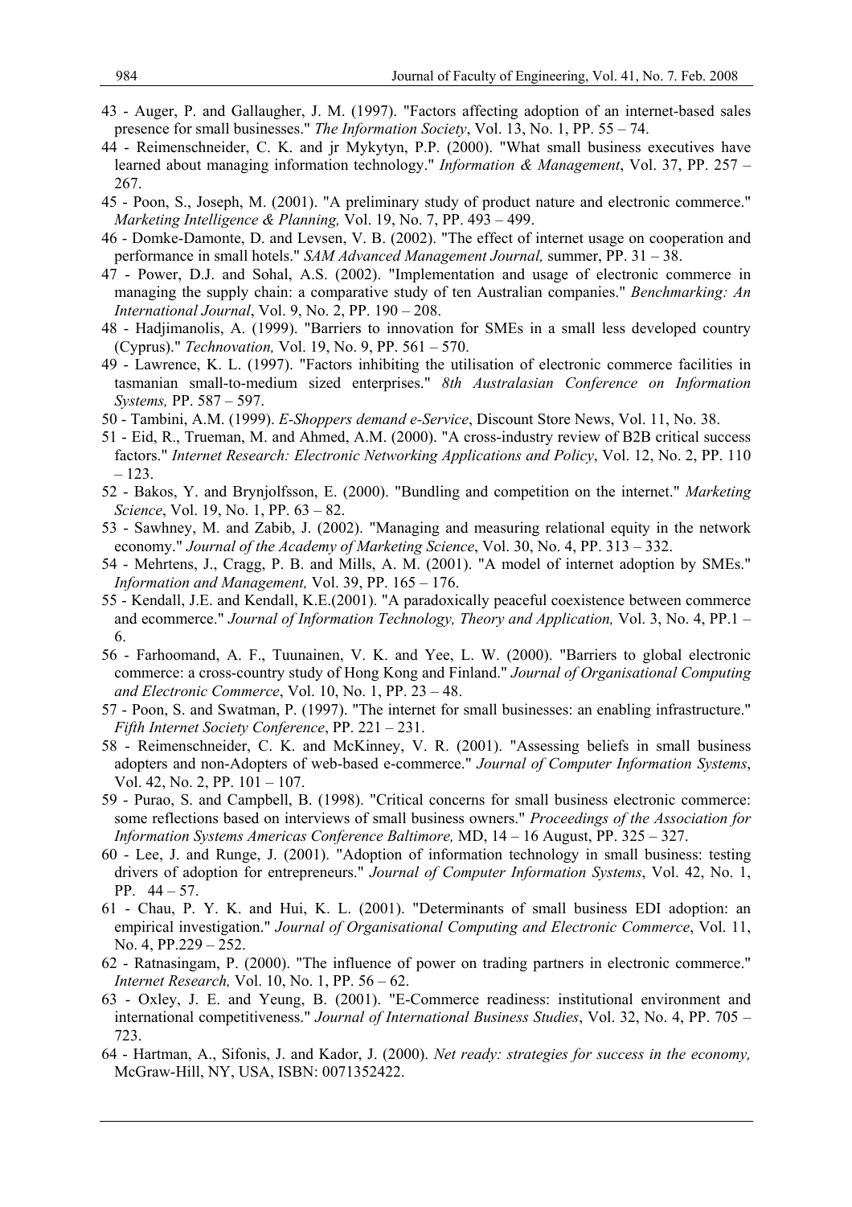43 - Auger, P. and Gallaugher, J. M. (1997). "Factors affecting adoption of an internet-based sales presence for small businesses." *The Information Society*, Vol. 13, No. 1, PP. 55 – 74.

44 - Reimenschneider, C. K. and jr Mykytyn, P.P. (2000). "What small business executives have learned about managing information technology." *Information & Management*, Vol. 37, PP. 257 – 267.

45 - Poon, S., Joseph, M. (2001). "A preliminary study of product nature and electronic commerce." *Marketing Intelligence & Planning,* Vol. 19, No. 7, PP. 493 – 499.

46 - Domke-Damonte, D. and Levsen, V. B. (2002). "The effect of internet usage on cooperation and performance in small hotels." *SAM Advanced Management Journal,* summer, PP. 31 – 38.

47 - Power, D.J. and Sohal, A.S. (2002). "Implementation and usage of electronic commerce in managing the supply chain: a comparative study of ten Australian companies." *Benchmarking: An International Journal*, Vol. 9, No. 2, PP. 190 – 208.

48 - Hadjimanolis, A. (1999). "Barriers to innovation for SMEs in a small less developed country (Cyprus)." *Technovation,* Vol. 19, No. 9, PP. 561 – 570.

49 - Lawrence, K. L. (1997). "Factors inhibiting the utilisation of electronic commerce facilities in tasmanian small-to-medium sized enterprises." *8th Australasian Conference on Information Systems,* PP. 587 – 597.

50 - Tambini, A.M. (1999). *E-Shoppers demand e-Service*, Discount Store News, Vol. 11, No. 38.

51 - Eid, R., Trueman, M. and Ahmed, A.M. (2000). "A cross-industry review of B2B critical success factors." *Internet Research: Electronic Networking Applications and Policy*, Vol. 12, No. 2, PP. 110 – 123.

52 - Bakos, Y. and Brynjolfsson, E. (2000). "Bundling and competition on the internet." *Marketing Science*, Vol. 19, No. 1, PP. 63 – 82.

53 - Sawhney, M. and Zabib, J. (2002). "Managing and measuring relational equity in the network economy." *Journal of the Academy of Marketing Science*, Vol. 30, No. 4, PP. 313 – 332.

54 - Mehrtens, J., Cragg, P. B. and Mills, A. M. (2001). "A model of internet adoption by SMEs." *Information and Management,* Vol. 39, PP. 165 – 176.

55 - Kendall, J.E. and Kendall, K.E.(2001). "A paradoxically peaceful coexistence between commerce and ecommerce." *Journal of Information Technology, Theory and Application,* Vol. 3, No. 4, PP.1 – 6.

56 - Farhoomand, A. F., Tuunainen, V. K. and Yee, L. W. (2000). "Barriers to global electronic commerce: a cross-country study of Hong Kong and Finland." *Journal of Organisational Computing and Electronic Commerce*, Vol. 10, No. 1, PP. 23 – 48.

57 - Poon, S. and Swatman, P. (1997). "The internet for small businesses: an enabling infrastructure." *Fifth Internet Society Conference*, PP. 221 – 231.

58 - Reimenschneider, C. K. and McKinney, V. R. (2001). "Assessing beliefs in small business adopters and non-Adopters of web-based e-commerce." *Journal of Computer Information Systems*, Vol. 42, No. 2, PP. 101 – 107.

59 - Purao, S. and Campbell, B. (1998). "Critical concerns for small business electronic commerce: some reflections based on interviews of small business owners." *Proceedings of the Association for Information Systems Americas Conference Baltimore,* MD, 14 – 16 August, PP. 325 – 327.

60 - Lee, J. and Runge, J. (2001). "Adoption of information technology in small business: testing drivers of adoption for entrepreneurs." *Journal of Computer Information Systems*, Vol. 42, No. 1, PP. 44 – 57.

61 - Chau, P. Y. K. and Hui, K. L. (2001). "Determinants of small business EDI adoption: an empirical investigation." *Journal of Organisational Computing and Electronic Commerce*, Vol. 11, No. 4, PP.229 – 252.

62 - Ratnasingam, P. (2000). "The influence of power on trading partners in electronic commerce." *Internet Research,* Vol. 10, No. 1, PP. 56 – 62.

63 - Oxley, J. E. and Yeung, B. (2001). "E-Commerce readiness: institutional environment and international competitiveness." *Journal of International Business Studies*, Vol. 32, No. 4, PP. 705 – 723.

64 - Hartman, A., Sifonis, J. and Kador, J. (2000). *Net ready: strategies for success in the economy,* McGraw-Hill, NY, USA, ISBN: 0071352422.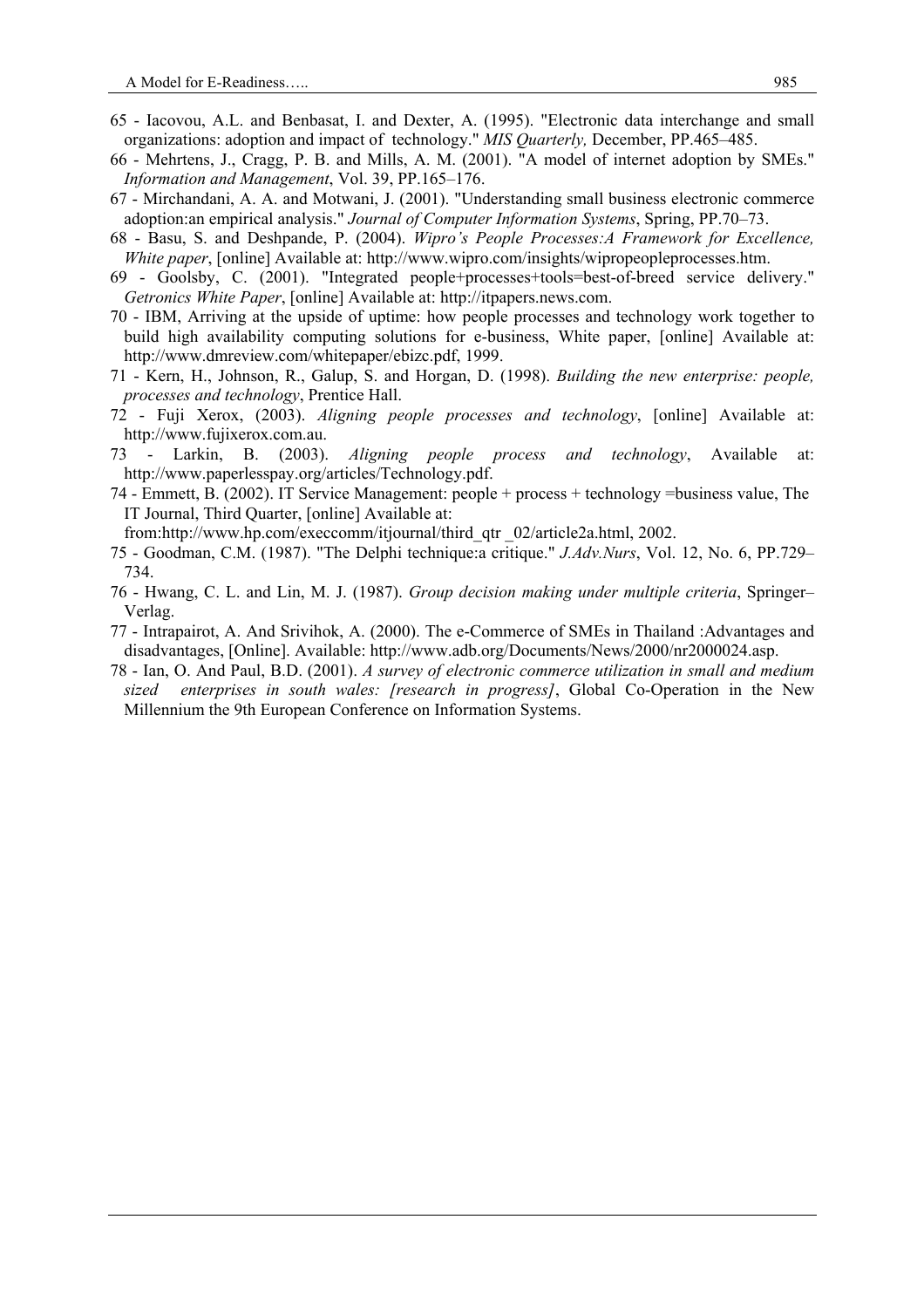65 - Iacovou, A.L. and Benbasat, I. and Dexter, A. (1995). "Electronic data interchange and small organizations: adoption and impact of technology." *MIS Quarterly,* December, PP.465–485.

66 - Mehrtens, J., Cragg, P. B. and Mills, A. M. (2001). "A model of internet adoption by SMEs." *Information and Management*, Vol. 39, PP.165–176.

67 - Mirchandani, A. A. and Motwani, J. (2001). "Understanding small business electronic commerce adoption:an empirical analysis." *Journal of Computer Information Systems*, Spring, PP.70–73.

68 - Basu, S. and Deshpande, P. (2004). *Wipro's People Processes:A Framework for Excellence, White paper*, [online] Available at: http://www.wipro.com/insights/wipropeopleprocesses.htm.

69 - Goolsby, C. (2001). "Integrated people+processes+tools=best-of-breed service delivery." *Getronics White Paper*, [online] Available at: http://itpapers.news.com.

70 - IBM, Arriving at the upside of uptime: how people processes and technology work together to build high availability computing solutions for e-business, White paper, [online] Available at: http://www.dmreview.com/whitepaper/ebizc.pdf, 1999.

71 - Kern, H., Johnson, R., Galup, S. and Horgan, D. (1998). *Building the new enterprise: people, processes and technology*, Prentice Hall.

72 - Fuji Xerox, (2003). *Aligning people processes and technology*, [online] Available at: http://www.fujixerox.com.au.

73 - Larkin, B. (2003). *Aligning people process and technology*, Available at: http://www.paperlesspay.org/articles/Technology.pdf.

74 - Emmett, B. (2002). IT Service Management: people + process + technology =business value, The IT Journal, Third Quarter, [online] Available at: from:http://www.hp.com/execcomm/itjournal/third_qtr _02/article2a.html, 2002.

75 - Goodman, C.M. (1987). "The Delphi technique:a critique." *J.Adv.Nurs*, Vol. 12, No. 6, PP.729–734.

76 - Hwang, C. L. and Lin, M. J. (1987). *Group decision making under multiple criteria*, Springer–Verlag.

77 - Intrapairot, A. And Srivihok, A. (2000). The e-Commerce of SMEs in Thailand :Advantages and disadvantages, [Online]. Available: http://www.adb.org/Documents/News/2000/nr2000024.asp.

78 - Ian, O. And Paul, B.D. (2001). *A survey of electronic commerce utilization in small and medium sized enterprises in south wales: [research in progress]*, Global Co-Operation in the New Millennium the 9th European Conference on Information Systems.